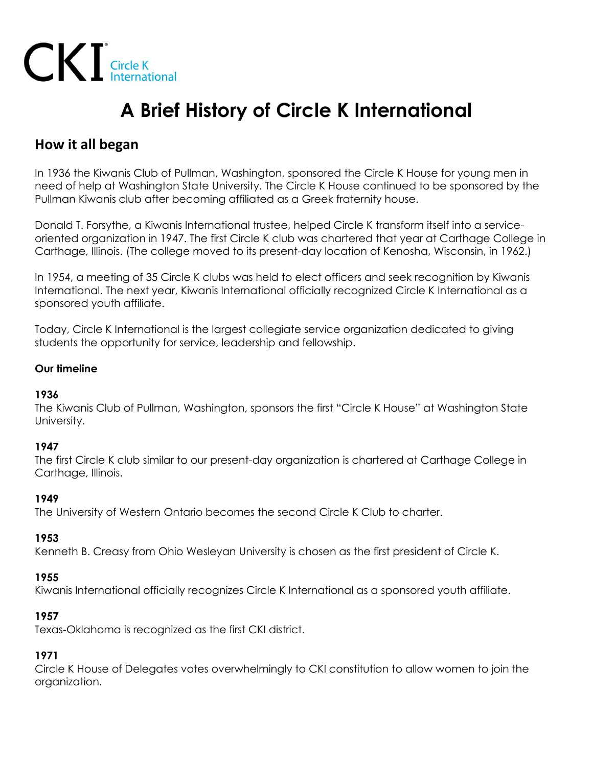CKI Circle K International

# A Brief History of Circle K International

## How it all began

In 1936 the Kiwanis Club of Pullman, Washington, sponsored the Circle K House for young men in need of help at Washington State University. The Circle K House continued to be sponsored by the Pullman Kiwanis club after becoming affiliated as a Greek fraternity house.

Donald T. Forsythe, a Kiwanis International trustee, helped Circle K transform itself into a service-oriented organization in 1947. The first Circle K club was chartered that year at Carthage College in Carthage, Illinois. (The college moved to its present-day location of Kenosha, Wisconsin, in 1962.)

In 1954, a meeting of 35 Circle K clubs was held to elect officers and seek recognition by Kiwanis International. The next year, Kiwanis International officially recognized Circle K International as a sponsored youth affiliate.

Today, Circle K International is the largest collegiate service organization dedicated to giving students the opportunity for service, leadership and fellowship.

### Our timeline

**1936**
The Kiwanis Club of Pullman, Washington, sponsors the first "Circle K House" at Washington State University.

**1947**
The first Circle K club similar to our present-day organization is chartered at Carthage College in Carthage, Illinois.

**1949**
The University of Western Ontario becomes the second Circle K Club to charter.

**1953**
Kenneth B. Creasy from Ohio Wesleyan University is chosen as the first president of Circle K.

**1955**
Kiwanis International officially recognizes Circle K International as a sponsored youth affiliate.

**1957**
Texas-Oklahoma is recognized as the first CKI district.

**1971**
Circle K House of Delegates votes overwhelmingly to CKI constitution to allow women to join the organization.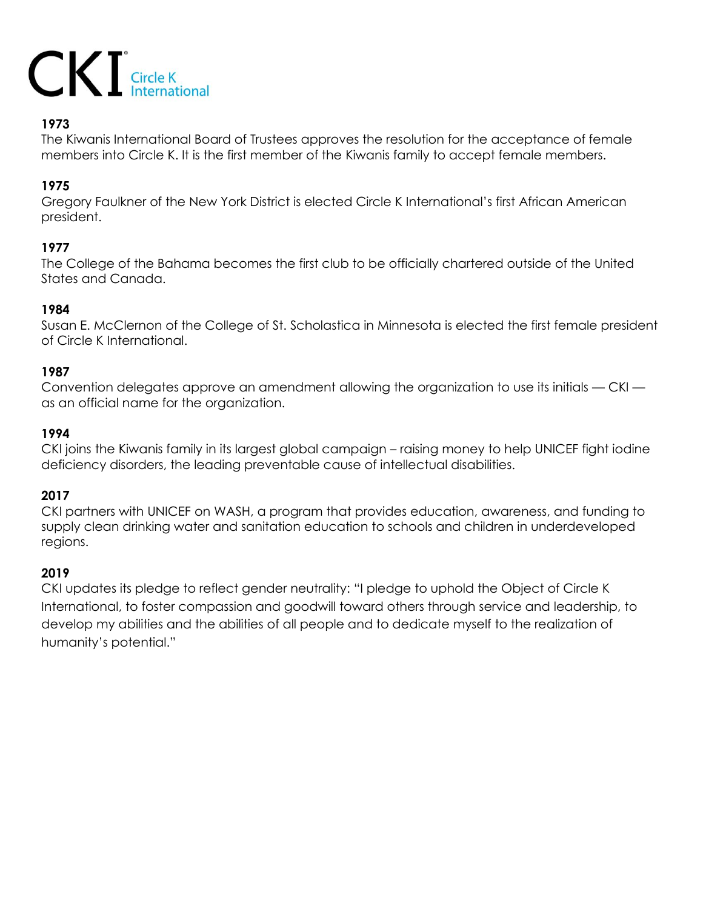CKI Circle K International

**1973**
The Kiwanis International Board of Trustees approves the resolution for the acceptance of female members into Circle K. It is the first member of the Kiwanis family to accept female members.

**1975**
Gregory Faulkner of the New York District is elected Circle K International's first African American president.

**1977**
The College of the Bahama becomes the first club to be officially chartered outside of the United States and Canada.

**1984**
Susan E. McClernon of the College of St. Scholastica in Minnesota is elected the first female president of Circle K International.

**1987**
Convention delegates approve an amendment allowing the organization to use its initials — CKI — as an official name for the organization.

**1994**
CKI joins the Kiwanis family in its largest global campaign – raising money to help UNICEF fight iodine deficiency disorders, the leading preventable cause of intellectual disabilities.

**2017**
CKI partners with UNICEF on WASH, a program that provides education, awareness, and funding to supply clean drinking water and sanitation education to schools and children in underdeveloped regions.

**2019**
CKI updates its pledge to reflect gender neutrality: "I pledge to uphold the Object of Circle K International, to foster compassion and goodwill toward others through service and leadership, to develop my abilities and the abilities of all people and to dedicate myself to the realization of humanity's potential."